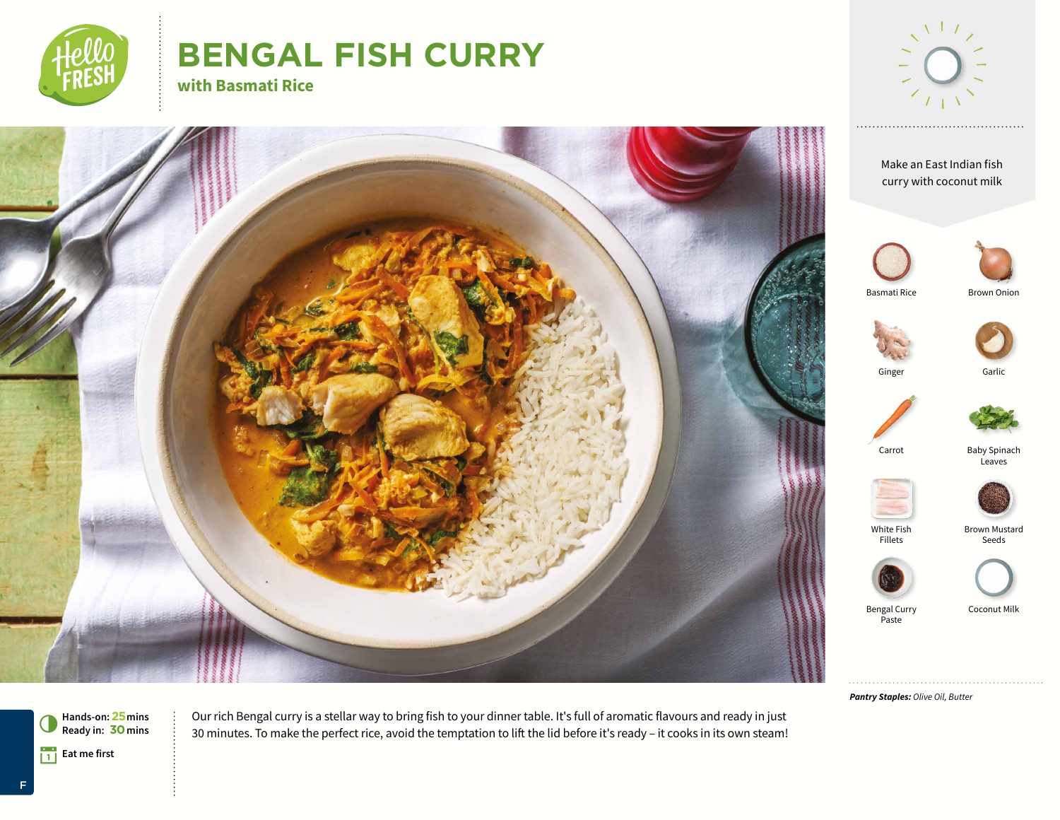# BENGAL FISH CURRY

## with Basmati Rice

Make an East Indian fish curry with coconut milk

- Basmati Rice
- Brown Onion
- Ginger
- Garlic
- Carrot
- Baby Spinach Leaves
- White Fish Fillets
- Brown Mustard Seeds
- Bengal Curry Paste
- Coconut Milk

***Pantry Staples:*** *Olive Oil, Butter*

**Hands-on:** 25 mins
**Ready in:** 30 mins

Eat me first

Our rich Bengal curry is a stellar way to bring fish to your dinner table. It's full of aromatic flavours and ready in just 30 minutes. To make the perfect rice, avoid the temptation to lift the lid before it's ready – it cooks in its own steam!

F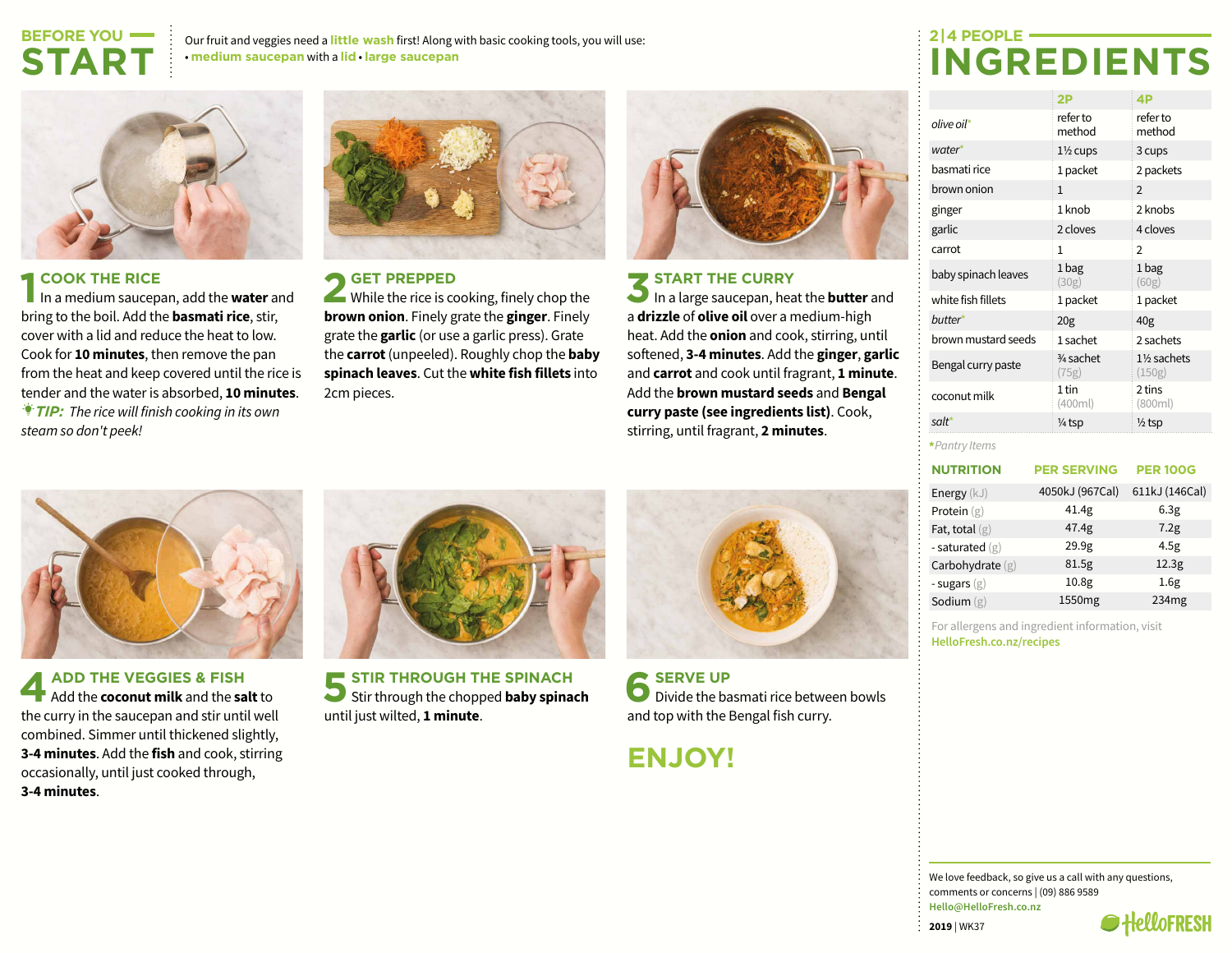## BEFORE YOU START

Our fruit and veggies need a **little wash** first! Along with basic cooking tools, you will use:
• **medium saucepan** with a **lid** • **large saucepan**

### 1 COOK THE RICE

In a medium saucepan, add the **water** and bring to the boil. Add the **basmati rice**, stir, cover with a lid and reduce the heat to low. Cook for **10 minutes**, then remove the pan from the heat and keep covered until the rice is tender and the water is absorbed, **10 minutes**.

***TIP:*** *The rice will finish cooking in its own steam so don't peek!*

### 2 GET PREPPED

While the rice is cooking, finely chop the **brown onion**. Finely grate the **ginger**. Finely grate the **garlic** (or use a garlic press). Grate the **carrot** (unpeeled). Roughly chop the **baby spinach leaves**. Cut the **white fish fillets** into 2cm pieces.

### 3 START THE CURRY

In a large saucepan, heat the **butter** and a **drizzle** of **olive oil** over a medium-high heat. Add the **onion** and cook, stirring, until softened, **3-4 minutes**. Add the **ginger**, **garlic** and **carrot** and cook until fragrant, **1 minute**. Add the **brown mustard seeds** and **Bengal curry paste (see ingredients list)**. Cook, stirring, until fragrant, **2 minutes**.

### 4 ADD THE VEGGIES & FISH

Add the **coconut milk** and the **salt** to the curry in the saucepan and stir until well combined. Simmer until thickened slightly, **3-4 minutes**. Add the **fish** and cook, stirring occasionally, until just cooked through, **3-4 minutes**.

### 5 STIR THROUGH THE SPINACH

Stir through the chopped **baby spinach** until just wilted, **1 minute**.

### 6 SERVE UP

Divide the basmati rice between bowls and top with the Bengal fish curry.

## ENJOY!

## 2|4 PEOPLE INGREDIENTS

| | 2P | 4P |
|---|---|---|
| *olive oil** | refer to method | refer to method |
| *water** | 1½ cups | 3 cups |
| basmati rice | 1 packet | 2 packets |
| brown onion | 1 | 2 |
| ginger | 1 knob | 2 knobs |
| garlic | 2 cloves | 4 cloves |
| carrot | 1 | 2 |
| baby spinach leaves | 1 bag (30g) | 1 bag (60g) |
| white fish fillets | 1 packet | 1 packet |
| *butter** | 20g | 40g |
| brown mustard seeds | 1 sachet | 2 sachets |
| Bengal curry paste | ¾ sachet (75g) | 1½ sachets (150g) |
| coconut milk | 1 tin (400ml) | 2 tins (800ml) |
| *salt** | ¼ tsp | ½ tsp |

**Pantry Items*

| NUTRITION | PER SERVING | PER 100G |
|---|---|---|
| Energy (kJ) | 4050kJ (967Cal) | 611kJ (146Cal) |
| Protein (g) | 41.4g | 6.3g |
| Fat, total (g) | 47.4g | 7.2g |
| - saturated (g) | 29.9g | 4.5g |
| Carbohydrate (g) | 81.5g | 12.3g |
| - sugars (g) | 10.8g | 1.6g |
| Sodium (g) | 1550mg | 234mg |

For allergens and ingredient information, visit **HelloFresh.co.nz/recipes**

We love feedback, so give us a call with any questions, comments or concerns | (09) 886 9589
**Hello@HelloFresh.co.nz**

**2019** | WK37

HelloFRESH